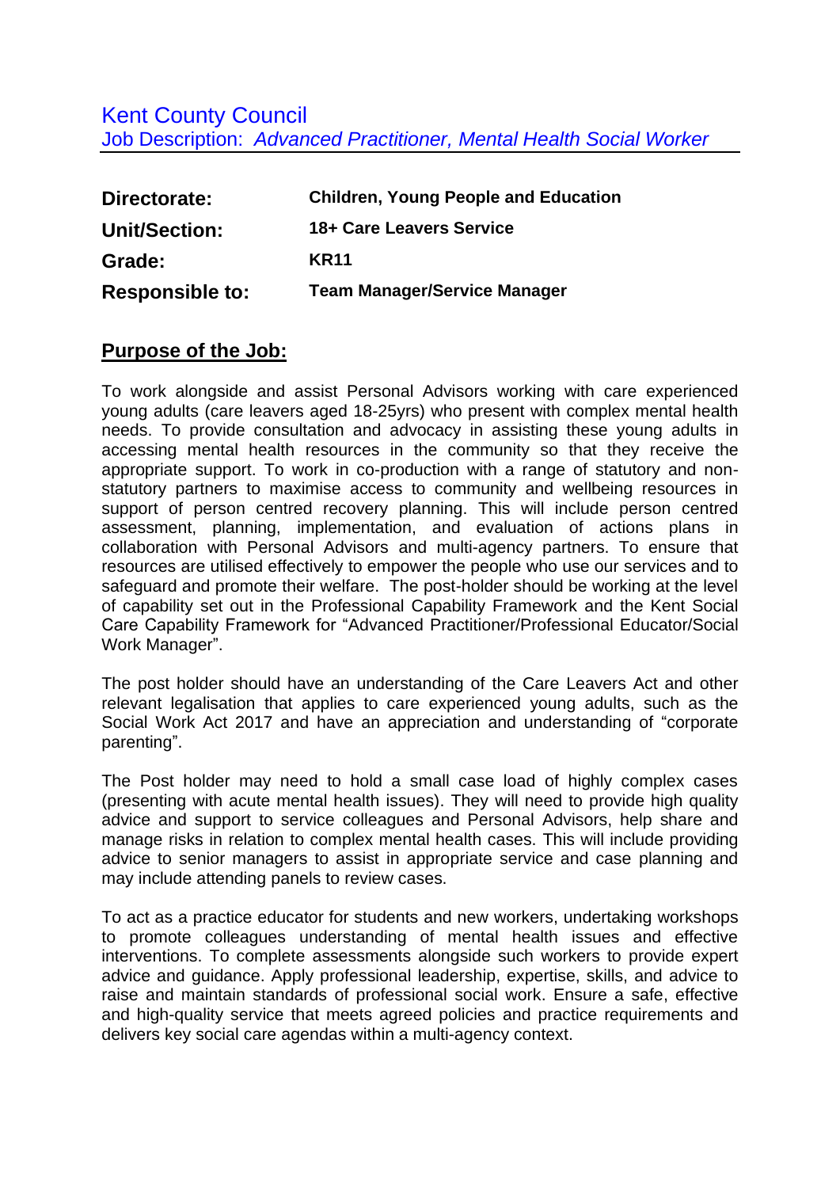# Kent County Council

Job Description: *Advanced Practitioner, Mental Health Social Worker*

| | |
|---|---|
| **Directorate:** | **Children, Young People and Education** |
| **Unit/Section:** | **18+ Care Leavers Service** |
| **Grade:** | **KR11** |
| **Responsible to:** | **Team Manager/Service Manager** |

## Purpose of the Job:

To work alongside and assist Personal Advisors working with care experienced young adults (care leavers aged 18-25yrs) who present with complex mental health needs. To provide consultation and advocacy in assisting these young adults in accessing mental health resources in the community so that they receive the appropriate support. To work in co-production with a range of statutory and non-statutory partners to maximise access to community and wellbeing resources in support of person centred recovery planning. This will include person centred assessment, planning, implementation, and evaluation of actions plans in collaboration with Personal Advisors and multi-agency partners. To ensure that resources are utilised effectively to empower the people who use our services and to safeguard and promote their welfare. The post-holder should be working at the level of capability set out in the Professional Capability Framework and the Kent Social Care Capability Framework for "Advanced Practitioner/Professional Educator/Social Work Manager".

The post holder should have an understanding of the Care Leavers Act and other relevant legalisation that applies to care experienced young adults, such as the Social Work Act 2017 and have an appreciation and understanding of "corporate parenting".

The Post holder may need to hold a small case load of highly complex cases (presenting with acute mental health issues). They will need to provide high quality advice and support to service colleagues and Personal Advisors, help share and manage risks in relation to complex mental health cases. This will include providing advice to senior managers to assist in appropriate service and case planning and may include attending panels to review cases.

To act as a practice educator for students and new workers, undertaking workshops to promote colleagues understanding of mental health issues and effective interventions. To complete assessments alongside such workers to provide expert advice and guidance. Apply professional leadership, expertise, skills, and advice to raise and maintain standards of professional social work. Ensure a safe, effective and high-quality service that meets agreed policies and practice requirements and delivers key social care agendas within a multi-agency context.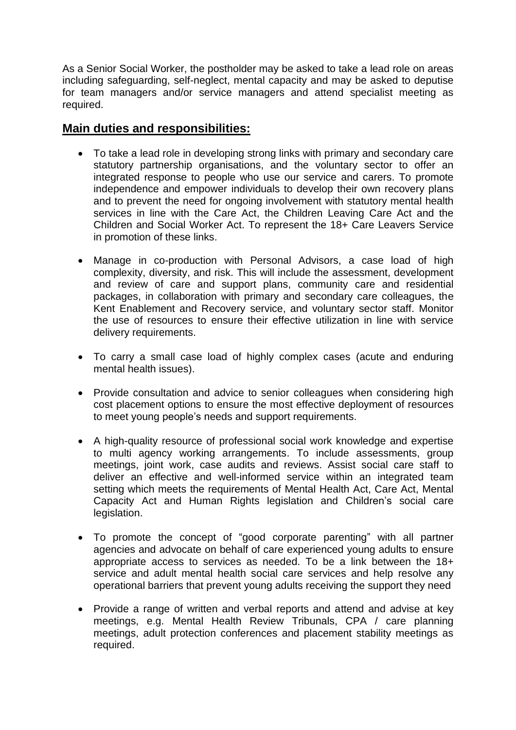As a Senior Social Worker, the postholder may be asked to take a lead role on areas including safeguarding, self-neglect, mental capacity and may be asked to deputise for team managers and/or service managers and attend specialist meeting as required.

## Main duties and responsibilities:

- To take a lead role in developing strong links with primary and secondary care statutory partnership organisations, and the voluntary sector to offer an integrated response to people who use our service and carers. To promote independence and empower individuals to develop their own recovery plans and to prevent the need for ongoing involvement with statutory mental health services in line with the Care Act, the Children Leaving Care Act and the Children and Social Worker Act. To represent the 18+ Care Leavers Service in promotion of these links.

- Manage in co-production with Personal Advisors, a case load of high complexity, diversity, and risk. This will include the assessment, development and review of care and support plans, community care and residential packages, in collaboration with primary and secondary care colleagues, the Kent Enablement and Recovery service, and voluntary sector staff. Monitor the use of resources to ensure their effective utilization in line with service delivery requirements.

- To carry a small case load of highly complex cases (acute and enduring mental health issues).

- Provide consultation and advice to senior colleagues when considering high cost placement options to ensure the most effective deployment of resources to meet young people's needs and support requirements.

- A high-quality resource of professional social work knowledge and expertise to multi agency working arrangements. To include assessments, group meetings, joint work, case audits and reviews. Assist social care staff to deliver an effective and well-informed service within an integrated team setting which meets the requirements of Mental Health Act, Care Act, Mental Capacity Act and Human Rights legislation and Children's social care legislation.

- To promote the concept of "good corporate parenting" with all partner agencies and advocate on behalf of care experienced young adults to ensure appropriate access to services as needed. To be a link between the 18+ service and adult mental health social care services and help resolve any operational barriers that prevent young adults receiving the support they need

- Provide a range of written and verbal reports and attend and advise at key meetings, e.g. Mental Health Review Tribunals, CPA / care planning meetings, adult protection conferences and placement stability meetings as required.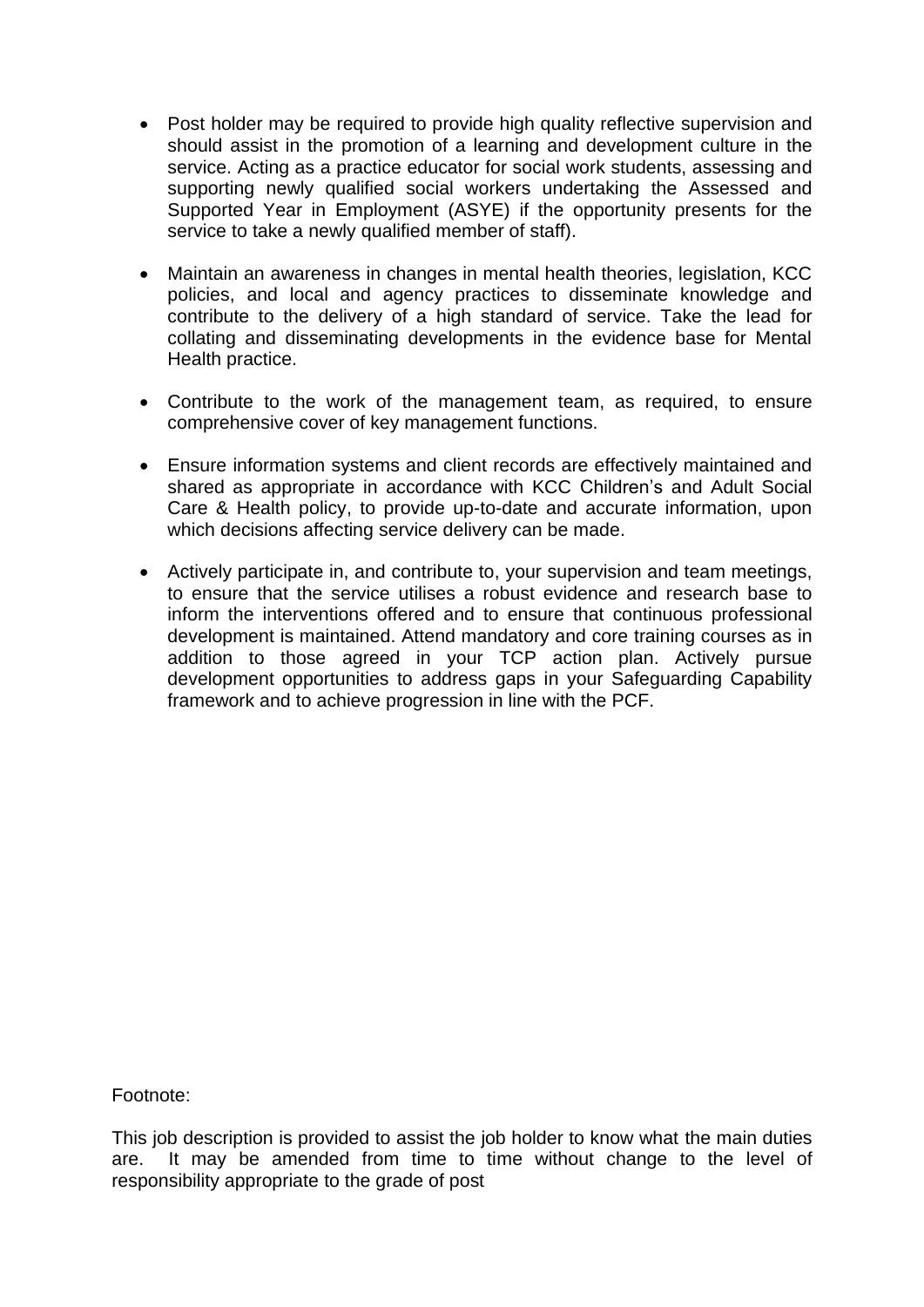- Post holder may be required to provide high quality reflective supervision and should assist in the promotion of a learning and development culture in the service. Acting as a practice educator for social work students, assessing and supporting newly qualified social workers undertaking the Assessed and Supported Year in Employment (ASYE) if the opportunity presents for the service to take a newly qualified member of staff).

- Maintain an awareness in changes in mental health theories, legislation, KCC policies, and local and agency practices to disseminate knowledge and contribute to the delivery of a high standard of service. Take the lead for collating and disseminating developments in the evidence base for Mental Health practice.

- Contribute to the work of the management team, as required, to ensure comprehensive cover of key management functions.

- Ensure information systems and client records are effectively maintained and shared as appropriate in accordance with KCC Children's and Adult Social Care & Health policy, to provide up-to-date and accurate information, upon which decisions affecting service delivery can be made.

- Actively participate in, and contribute to, your supervision and team meetings, to ensure that the service utilises a robust evidence and research base to inform the interventions offered and to ensure that continuous professional development is maintained. Attend mandatory and core training courses as in addition to those agreed in your TCP action plan. Actively pursue development opportunities to address gaps in your Safeguarding Capability framework and to achieve progression in line with the PCF.

Footnote:

This job description is provided to assist the job holder to know what the main duties are. It may be amended from time to time without change to the level of responsibility appropriate to the grade of post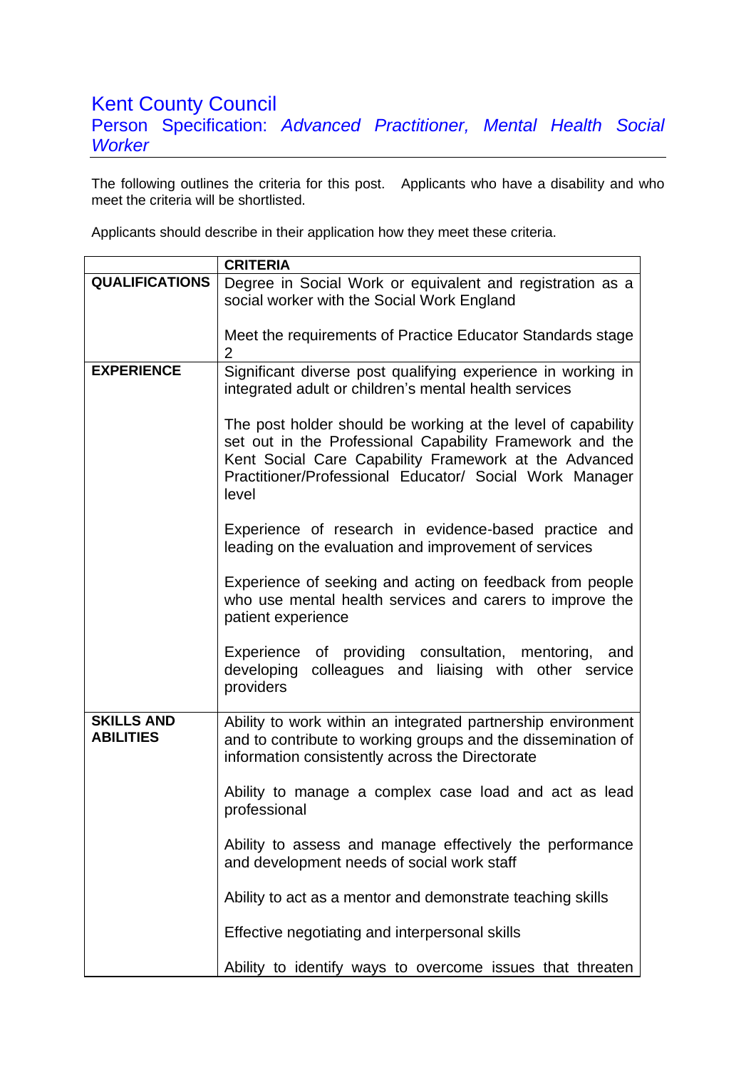# Kent County Council

## Person Specification: *Advanced Practitioner, Mental Health Social Worker*

The following outlines the criteria for this post. Applicants who have a disability and who meet the criteria will be shortlisted.

Applicants should describe in their application how they meet these criteria.

| | CRITERIA |
|---|---|
| **QUALIFICATIONS** | Degree in Social Work or equivalent and registration as a social worker with the Social Work England<br><br>Meet the requirements of Practice Educator Standards stage 2 |
| **EXPERIENCE** | Significant diverse post qualifying experience in working in integrated adult or children's mental health services<br><br>The post holder should be working at the level of capability set out in the Professional Capability Framework and the Kent Social Care Capability Framework at the Advanced Practitioner/Professional Educator/ Social Work Manager level<br><br>Experience of research in evidence-based practice and leading on the evaluation and improvement of services<br><br>Experience of seeking and acting on feedback from people who use mental health services and carers to improve the patient experience<br><br>Experience of providing consultation, mentoring, and developing colleagues and liaising with other service providers |
| **SKILLS AND ABILITIES** | Ability to work within an integrated partnership environment and to contribute to working groups and the dissemination of information consistently across the Directorate<br><br>Ability to manage a complex case load and act as lead professional<br><br>Ability to assess and manage effectively the performance and development needs of social work staff<br><br>Ability to act as a mentor and demonstrate teaching skills<br><br>Effective negotiating and interpersonal skills<br><br>Ability to identify ways to overcome issues that threaten |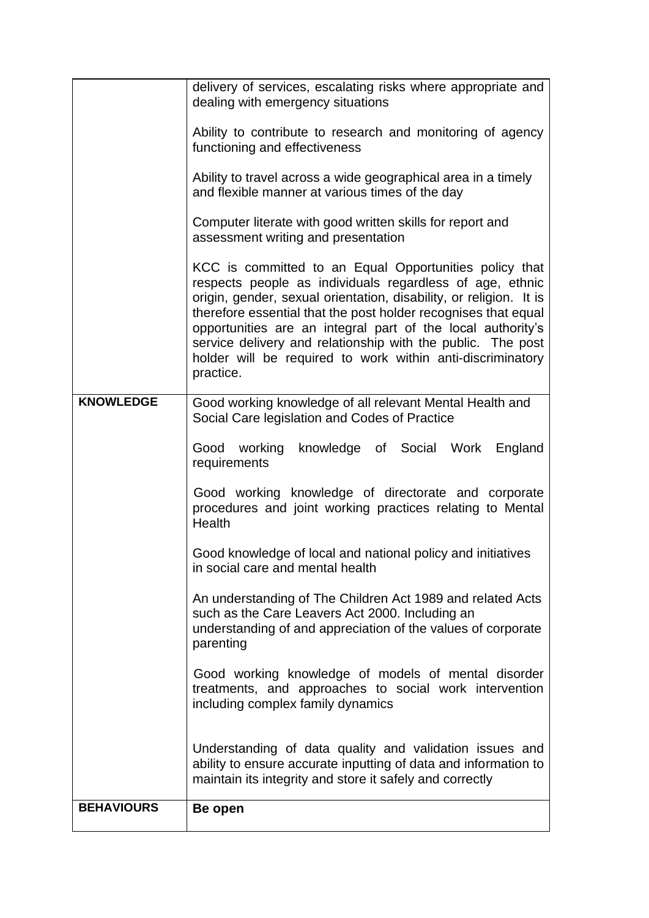| | |
|---|---|
| | delivery of services, escalating risks where appropriate and dealing with emergency situations<br><br>Ability to contribute to research and monitoring of agency functioning and effectiveness<br><br>Ability to travel across a wide geographical area in a timely and flexible manner at various times of the day<br><br>Computer literate with good written skills for report and assessment writing and presentation<br><br>KCC is committed to an Equal Opportunities policy that respects people as individuals regardless of age, ethnic origin, gender, sexual orientation, disability, or religion. It is therefore essential that the post holder recognises that equal opportunities are an integral part of the local authority's service delivery and relationship with the public. The post holder will be required to work within anti-discriminatory practice. |
| **KNOWLEDGE** | Good working knowledge of all relevant Mental Health and Social Care legislation and Codes of Practice<br><br>Good working knowledge of Social Work England requirements<br><br>Good working knowledge of directorate and corporate procedures and joint working practices relating to Mental Health<br><br>Good knowledge of local and national policy and initiatives in social care and mental health<br><br>An understanding of The Children Act 1989 and related Acts such as the Care Leavers Act 2000. Including an understanding of and appreciation of the values of corporate parenting<br><br>Good working knowledge of models of mental disorder treatments, and approaches to social work intervention including complex family dynamics<br><br>Understanding of data quality and validation issues and ability to ensure accurate inputting of data and information to maintain its integrity and store it safely and correctly |
| **BEHAVIOURS** | **Be open** |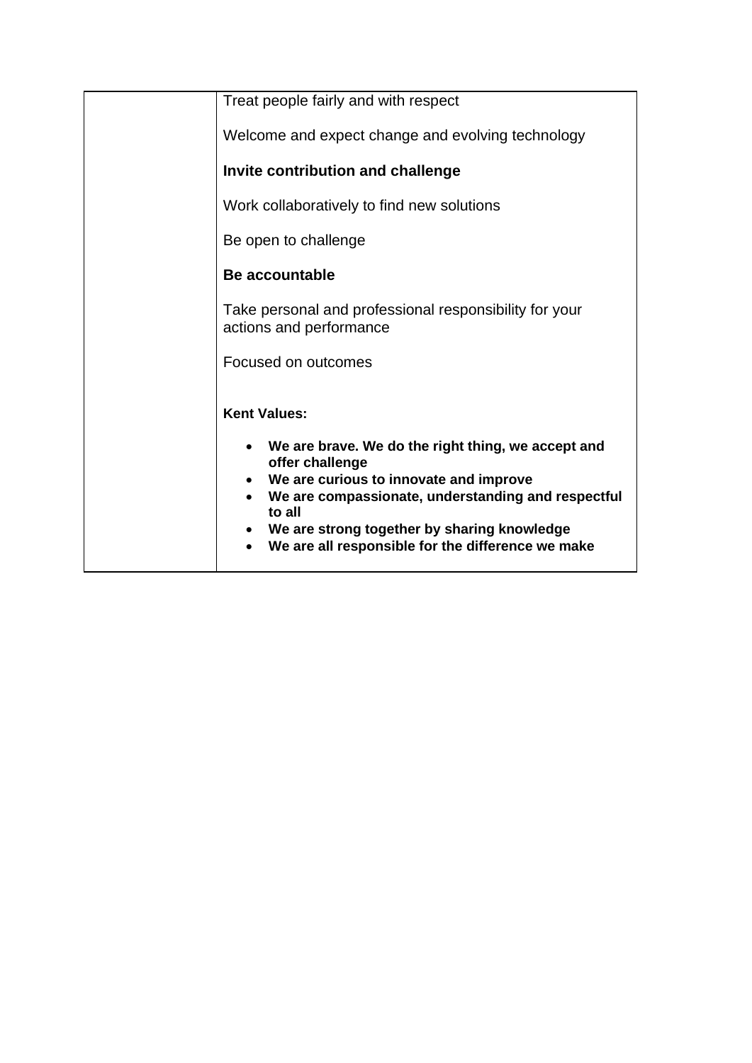| | |
|---|---|
| | Treat people fairly and with respect<br><br>Welcome and expect change and evolving technology<br><br>**Invite contribution and challenge**<br><br>Work collaboratively to find new solutions<br><br>Be open to challenge<br><br>**Be accountable**<br><br>Take personal and professional responsibility for your actions and performance<br><br>Focused on outcomes<br><br>**Kent Values:**<br><br>• **We are brave. We do the right thing, we accept and offer challenge**<br>• **We are curious to innovate and improve**<br>• **We are compassionate, understanding and respectful to all**<br>• **We are strong together by sharing knowledge**<br>• **We are all responsible for the difference we make** |